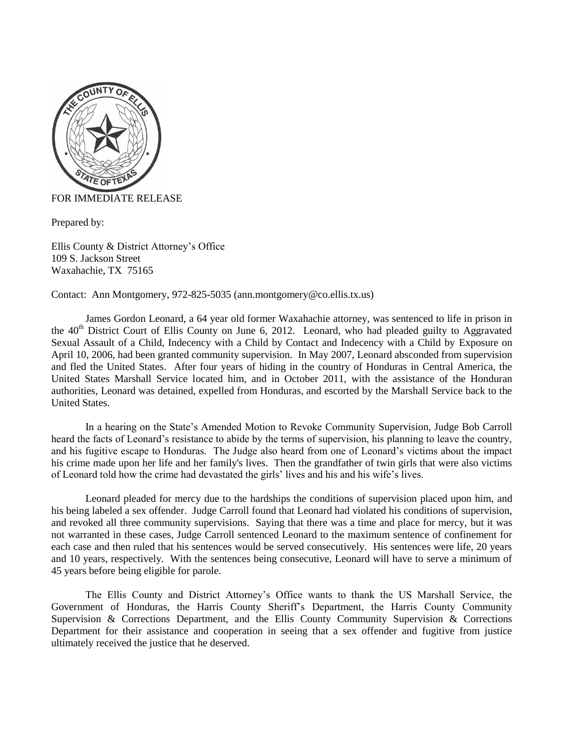FOR IMMEDIATE RELEASE

Prepared by:

Ellis County & District Attorney's Office
109 S. Jackson Street
Waxahachie, TX 75165

Contact: Ann Montgomery, 972-825-5035 (ann.montgomery@co.ellis.tx.us)

James Gordon Leonard, a 64 year old former Waxahachie attorney, was sentenced to life in prison in the 40th District Court of Ellis County on June 6, 2012. Leonard, who had pleaded guilty to Aggravated Sexual Assault of a Child, Indecency with a Child by Contact and Indecency with a Child by Exposure on April 10, 2006, had been granted community supervision. In May 2007, Leonard absconded from supervision and fled the United States. After four years of hiding in the country of Honduras in Central America, the United States Marshall Service located him, and in October 2011, with the assistance of the Honduran authorities, Leonard was detained, expelled from Honduras, and escorted by the Marshall Service back to the United States.

In a hearing on the State's Amended Motion to Revoke Community Supervision, Judge Bob Carroll heard the facts of Leonard's resistance to abide by the terms of supervision, his planning to leave the country, and his fugitive escape to Honduras. The Judge also heard from one of Leonard's victims about the impact his crime made upon her life and her family's lives. Then the grandfather of twin girls that were also victims of Leonard told how the crime had devastated the girls' lives and his and his wife's lives.

Leonard pleaded for mercy due to the hardships the conditions of supervision placed upon him, and his being labeled a sex offender. Judge Carroll found that Leonard had violated his conditions of supervision, and revoked all three community supervisions. Saying that there was a time and place for mercy, but it was not warranted in these cases, Judge Carroll sentenced Leonard to the maximum sentence of confinement for each case and then ruled that his sentences would be served consecutively. His sentences were life, 20 years and 10 years, respectively. With the sentences being consecutive, Leonard will have to serve a minimum of 45 years before being eligible for parole.

The Ellis County and District Attorney's Office wants to thank the US Marshall Service, the Government of Honduras, the Harris County Sheriff's Department, the Harris County Community Supervision & Corrections Department, and the Ellis County Community Supervision & Corrections Department for their assistance and cooperation in seeing that a sex offender and fugitive from justice ultimately received the justice that he deserved.